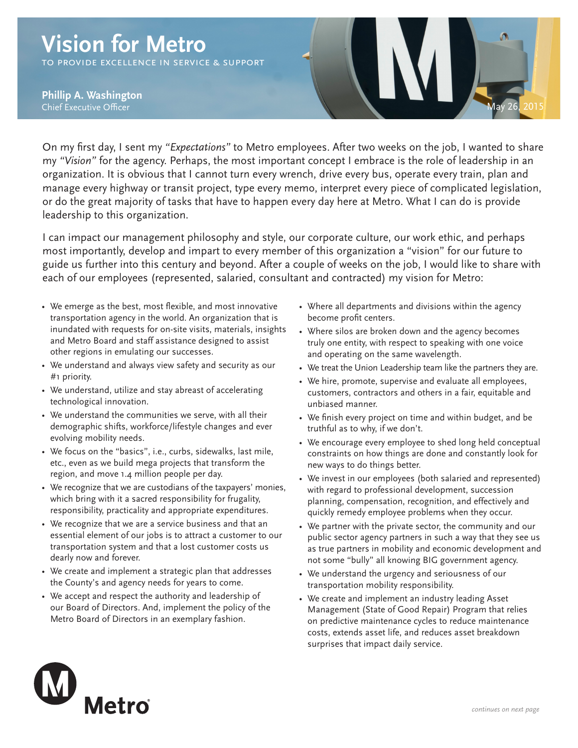# Vision for Metro

TO PROVIDE EXCELLENCE IN SERVICE & SUPPORT

**Phillip A. Washington**
Chief Executive Officer

May 26, 2015

On my first day, I sent my *"Expectations"* to Metro employees. After two weeks on the job, I wanted to share my *"Vision"* for the agency. Perhaps, the most important concept I embrace is the role of leadership in an organization. It is obvious that I cannot turn every wrench, drive every bus, operate every train, plan and manage every highway or transit project, type every memo, interpret every piece of complicated legislation, or do the great majority of tasks that have to happen every day here at Metro. What I can do is provide leadership to this organization.

I can impact our management philosophy and style, our corporate culture, our work ethic, and perhaps most importantly, develop and impart to every member of this organization a "vision" for our future to guide us further into this century and beyond. After a couple of weeks on the job, I would like to share with each of our employees (represented, salaried, consultant and contracted) my vision for Metro:

- We emerge as the best, most flexible, and most innovative transportation agency in the world. An organization that is inundated with requests for on-site visits, materials, insights and Metro Board and staff assistance designed to assist other regions in emulating our successes.
- We understand and always view safety and security as our #1 priority.
- We understand, utilize and stay abreast of accelerating technological innovation.
- We understand the communities we serve, with all their demographic shifts, workforce/lifestyle changes and ever evolving mobility needs.
- We focus on the "basics", i.e., curbs, sidewalks, last mile, etc., even as we build mega projects that transform the region, and move 1.4 million people per day.
- We recognize that we are custodians of the taxpayers' monies, which bring with it a sacred responsibility for frugality, responsibility, practicality and appropriate expenditures.
- We recognize that we are a service business and that an essential element of our jobs is to attract a customer to our transportation system and that a lost customer costs us dearly now and forever.
- We create and implement a strategic plan that addresses the County's and agency needs for years to come.
- We accept and respect the authority and leadership of our Board of Directors. And, implement the policy of the Metro Board of Directors in an exemplary fashion.
- Where all departments and divisions within the agency become profit centers.
- Where silos are broken down and the agency becomes truly one entity, with respect to speaking with one voice and operating on the same wavelength.
- We treat the Union Leadership team like the partners they are.
- We hire, promote, supervise and evaluate all employees, customers, contractors and others in a fair, equitable and unbiased manner.
- We finish every project on time and within budget, and be truthful as to why, if we don't.
- We encourage every employee to shed long held conceptual constraints on how things are done and constantly look for new ways to do things better.
- We invest in our employees (both salaried and represented) with regard to professional development, succession planning, compensation, recognition, and effectively and quickly remedy employee problems when they occur.
- We partner with the private sector, the community and our public sector agency partners in such a way that they see us as true partners in mobility and economic development and not some "bully" all knowing BIG government agency.
- We understand the urgency and seriousness of our transportation mobility responsibility.
- We create and implement an industry leading Asset Management (State of Good Repair) Program that relies on predictive maintenance cycles to reduce maintenance costs, extends asset life, and reduces asset breakdown surprises that impact daily service.

Metro

*continues on next page*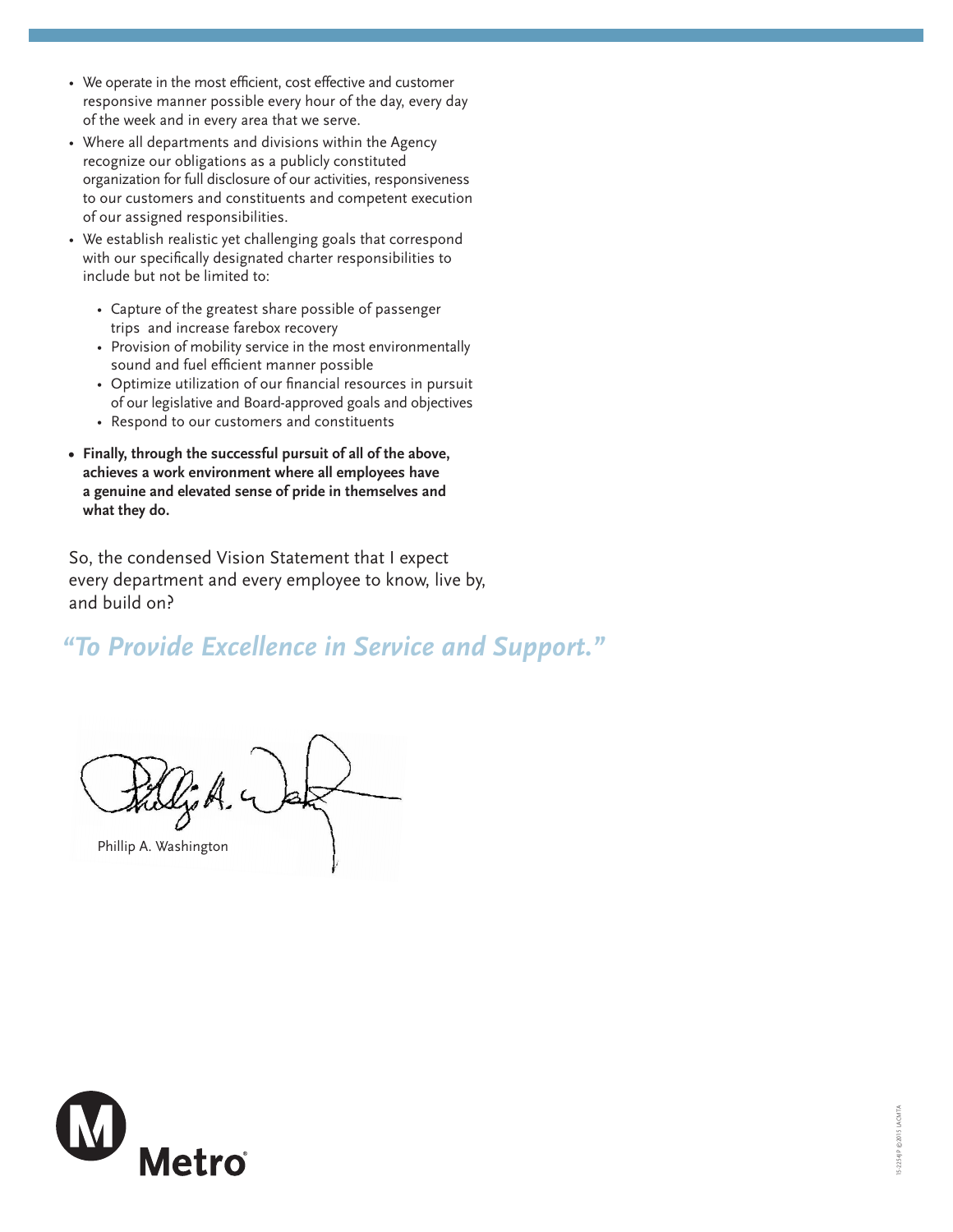- We operate in the most efficient, cost effective and customer responsive manner possible every hour of the day, every day of the week and in every area that we serve.
- Where all departments and divisions within the Agency recognize our obligations as a publicly constituted organization for full disclosure of our activities, responsiveness to our customers and constituents and competent execution of our assigned responsibilities.
- We establish realistic yet challenging goals that correspond with our specifically designated charter responsibilities to include but not be limited to:
  - Capture of the greatest share possible of passenger trips and increase farebox recovery
  - Provision of mobility service in the most environmentally sound and fuel efficient manner possible
  - Optimize utilization of our financial resources in pursuit of our legislative and Board-approved goals and objectives
  - Respond to our customers and constituents
- **Finally, through the successful pursuit of all of the above, achieves a work environment where all employees have a genuine and elevated sense of pride in themselves and what they do.**

So, the condensed Vision Statement that I expect every department and every employee to know, live by, and build on?

## *"To Provide Excellence in Service and Support."*

Phillip A. Washington

Metro

15-2254jP ©2015 LACMTA